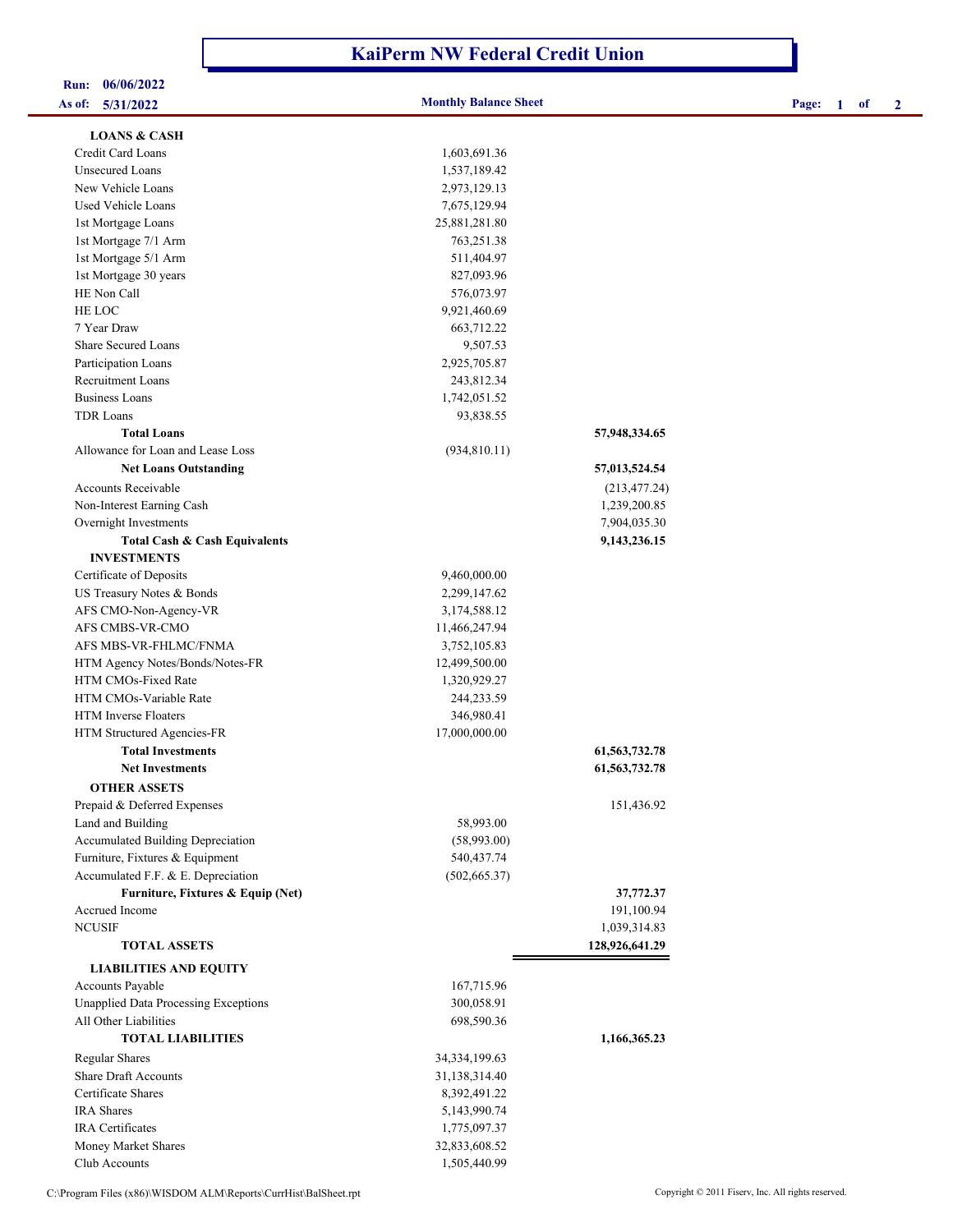# KaiPerm NW Federal Credit Union

**Run:** 06/06/2022
**As of:** 5/31/2022

**Monthly Balance Sheet**

| | | |
|---|---|---|
| **LOANS & CASH** | | |
| Credit Card Loans | 1,603,691.36 | |
| Unsecured Loans | 1,537,189.42 | |
| New Vehicle Loans | 2,973,129.13 | |
| Used Vehicle Loans | 7,675,129.94 | |
| 1st Mortgage Loans | 25,881,281.80 | |
| 1st Mortgage 7/1 Arm | 763,251.38 | |
| 1st Mortgage 5/1 Arm | 511,404.97 | |
| 1st Mortgage 30 years | 827,093.96 | |
| HE Non Call | 576,073.97 | |
| HE LOC | 9,921,460.69 | |
| 7 Year Draw | 663,712.22 | |
| Share Secured Loans | 9,507.53 | |
| Participation Loans | 2,925,705.87 | |
| Recruitment Loans | 243,812.34 | |
| Business Loans | 1,742,051.52 | |
| TDR Loans | 93,838.55 | |
| **Total Loans** | | **57,948,334.65** |
| Allowance for Loan and Lease Loss | (934,810.11) | |
| **Net Loans Outstanding** | | **57,013,524.54** |
| Accounts Receivable | | (213,477.24) |
| Non-Interest Earning Cash | | 1,239,200.85 |
| Overnight Investments | | 7,904,035.30 |
| **Total Cash & Cash Equivalents** | | **9,143,236.15** |
| **INVESTMENTS** | | |
| Certificate of Deposits | 9,460,000.00 | |
| US Treasury Notes & Bonds | 2,299,147.62 | |
| AFS CMO-Non-Agency-VR | 3,174,588.12 | |
| AFS CMBS-VR-CMO | 11,466,247.94 | |
| AFS MBS-VR-FHLMC/FNMA | 3,752,105.83 | |
| HTM Agency Notes/Bonds/Notes-FR | 12,499,500.00 | |
| HTM CMOs-Fixed Rate | 1,320,929.27 | |
| HTM CMOs-Variable Rate | 244,233.59 | |
| HTM Inverse Floaters | 346,980.41 | |
| HTM Structured Agencies-FR | 17,000,000.00 | |
| **Total Investments** | | **61,563,732.78** |
| **Net Investments** | | **61,563,732.78** |
| **OTHER ASSETS** | | |
| Prepaid & Deferred Expenses | | 151,436.92 |
| Land and Building | 58,993.00 | |
| Accumulated Building Depreciation | (58,993.00) | |
| Furniture, Fixtures & Equipment | 540,437.74 | |
| Accumulated F.F. & E. Depreciation | (502,665.37) | |
| **Furniture, Fixtures & Equip (Net)** | | **37,772.37** |
| Accrued Income | | 191,100.94 |
| NCUSIF | | 1,039,314.83 |
| **TOTAL ASSETS** | | **128,926,641.29** |
| **LIABILITIES AND EQUITY** | | |
| Accounts Payable | 167,715.96 | |
| Unapplied Data Processing Exceptions | 300,058.91 | |
| All Other Liabilities | 698,590.36 | |
| **TOTAL LIABILITIES** | | **1,166,365.23** |
| Regular Shares | 34,334,199.63 | |
| Share Draft Accounts | 31,138,314.40 | |
| Certificate Shares | 8,392,491.22 | |
| IRA Shares | 5,143,990.74 | |
| IRA Certificates | 1,775,097.37 | |
| Money Market Shares | 32,833,608.52 | |
| Club Accounts | 1,505,440.99 | |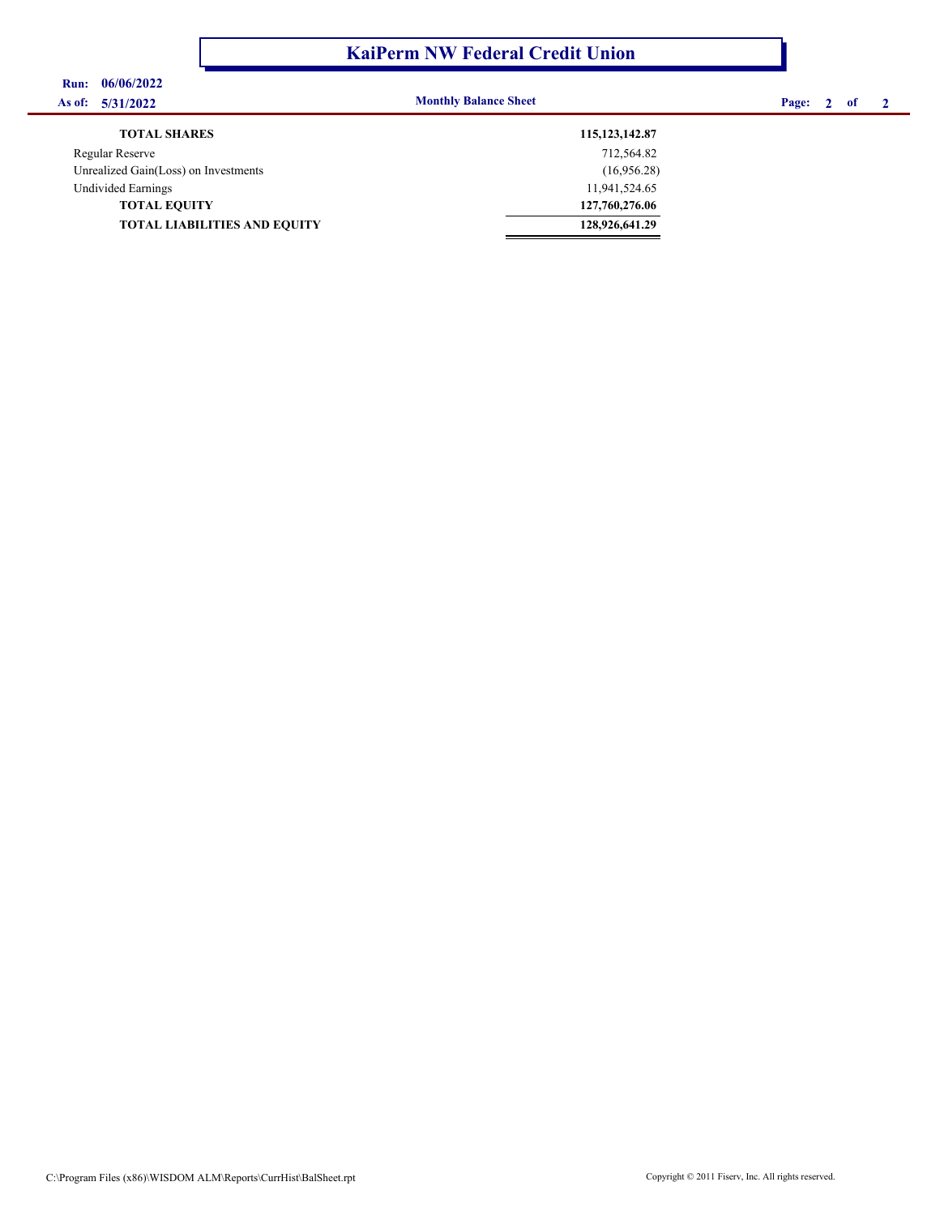# KaiPerm NW Federal Credit Union

**Run: 06/06/2022**
**As of: 5/31/2022**

**Monthly Balance Sheet**

| | |
|---|---|
| **TOTAL SHARES** | **115,123,142.87** |
| Regular Reserve | 712,564.82 |
| Unrealized Gain(Loss) on Investments | (16,956.28) |
| Undivided Earnings | 11,941,524.65 |
| **TOTAL EQUITY** | **127,760,276.06** |
| **TOTAL LIABILITIES AND EQUITY** | **128,926,641.29** |

C:\Program Files (x86)\WISDOM ALM\Reports\CurrHist\BalSheet.rpt

Copyright © 2011 Fiserv, Inc. All rights reserved.